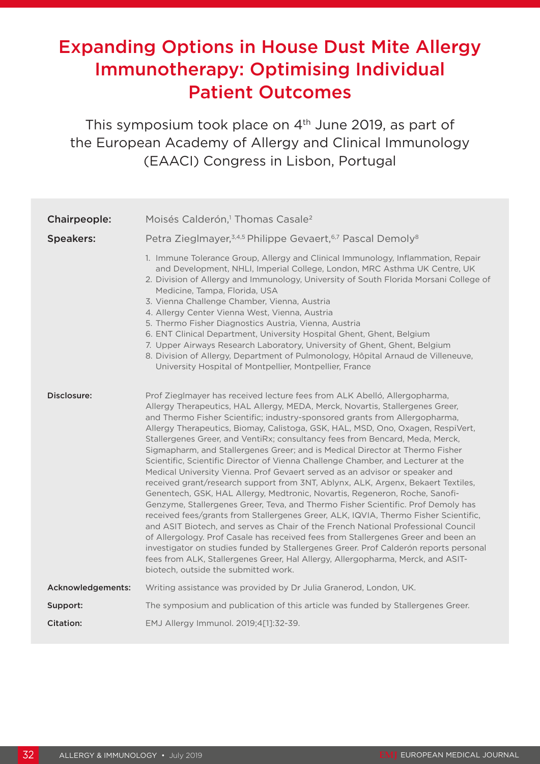# Expanding Options in House Dust Mite Allergy Immunotherapy: Optimising Individual Patient Outcomes

This symposium took place on 4th June 2019, as part of the European Academy of Allergy and Clinical Immunology (EAACI) Congress in Lisbon, Portugal

**Chairpeople:** Moisés Calderón,[1] Thomas Casale[2]

**Speakers:** Petra Zieglmayer,[3,4,5] Philippe Gevaert,[6,7] Pascal Demoly[8]

1. Immune Tolerance Group, Allergy and Clinical Immunology, Inflammation, Repair and Development, NHLI, Imperial College, London, MRC Asthma UK Centre, UK
2. Division of Allergy and Immunology, University of South Florida Morsani College of Medicine, Tampa, Florida, USA
3. Vienna Challenge Chamber, Vienna, Austria
4. Allergy Center Vienna West, Vienna, Austria
5. Thermo Fisher Diagnostics Austria, Vienna, Austria
6. ENT Clinical Department, University Hospital Ghent, Ghent, Belgium
7. Upper Airways Research Laboratory, University of Ghent, Ghent, Belgium
8. Division of Allergy, Department of Pulmonology, Hôpital Arnaud de Villeneuve, University Hospital of Montpellier, Montpellier, France

**Disclosure:** Prof Zieglmayer has received lecture fees from ALK Abelló, Allergopharma, Allergy Therapeutics, HAL Allergy, MEDA, Merck, Novartis, Stallergenes Greer, and Thermo Fisher Scientific; industry-sponsored grants from Allergopharma, Allergy Therapeutics, Biomay, Calistoga, GSK, HAL, MSD, Ono, Oxagen, RespiVert, Stallergenes Greer, and VentiRx; consultancy fees from Bencard, Meda, Merck, Sigmapharm, and Stallergenes Greer; and is Medical Director at Thermo Fisher Scientific, Scientific Director of Vienna Challenge Chamber, and Lecturer at the Medical University Vienna. Prof Gevaert served as an advisor or speaker and received grant/research support from 3NT, Ablynx, ALK, Argenx, Bekaert Textiles, Genentech, GSK, HAL Allergy, Medtronic, Novartis, Regeneron, Roche, Sanofi-Genzyme, Stallergenes Greer, Teva, and Thermo Fisher Scientific. Prof Demoly has received fees/grants from Stallergenes Greer, ALK, IQVIA, Thermo Fisher Scientific, and ASIT Biotech, and serves as Chair of the French National Professional Council of Allergology. Prof Casale has received fees from Stallergenes Greer and been an investigator on studies funded by Stallergenes Greer. Prof Calderón reports personal fees from ALK, Stallergenes Greer, Hal Allergy, Allergopharma, Merck, and ASIT-biotech, outside the submitted work.

**Acknowledgements:** Writing assistance was provided by Dr Julia Granerod, London, UK.

**Support:** The symposium and publication of this article was funded by Stallergenes Greer.

**Citation:** EMJ Allergy Immunol. 2019;4[1]:32-39.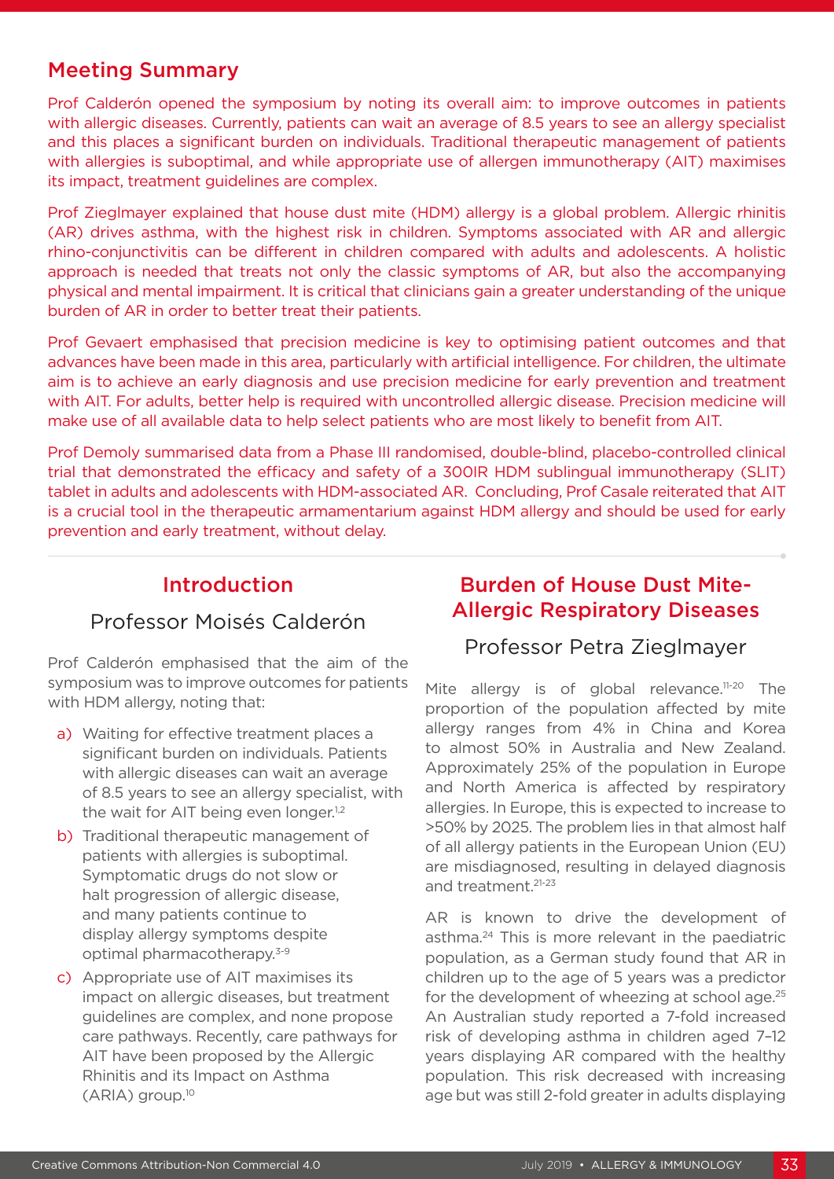## Meeting Summary

Prof Calderón opened the symposium by noting its overall aim: to improve outcomes in patients with allergic diseases. Currently, patients can wait an average of 8.5 years to see an allergy specialist and this places a significant burden on individuals. Traditional therapeutic management of patients with allergies is suboptimal, and while appropriate use of allergen immunotherapy (AIT) maximises its impact, treatment guidelines are complex.

Prof Zieglmayer explained that house dust mite (HDM) allergy is a global problem. Allergic rhinitis (AR) drives asthma, with the highest risk in children. Symptoms associated with AR and allergic rhino-conjunctivitis can be different in children compared with adults and adolescents. A holistic approach is needed that treats not only the classic symptoms of AR, but also the accompanying physical and mental impairment. It is critical that clinicians gain a greater understanding of the unique burden of AR in order to better treat their patients.

Prof Gevaert emphasised that precision medicine is key to optimising patient outcomes and that advances have been made in this area, particularly with artificial intelligence. For children, the ultimate aim is to achieve an early diagnosis and use precision medicine for early prevention and treatment with AIT. For adults, better help is required with uncontrolled allergic disease. Precision medicine will make use of all available data to help select patients who are most likely to benefit from AIT.

Prof Demoly summarised data from a Phase III randomised, double-blind, placebo-controlled clinical trial that demonstrated the efficacy and safety of a 300IR HDM sublingual immunotherapy (SLIT) tablet in adults and adolescents with HDM-associated AR. Concluding, Prof Casale reiterated that AIT is a crucial tool in the therapeutic armamentarium against HDM allergy and should be used for early prevention and early treatment, without delay.

## Introduction

### Professor Moisés Calderón

Prof Calderón emphasised that the aim of the symposium was to improve outcomes for patients with HDM allergy, noting that:

a) Waiting for effective treatment places a significant burden on individuals. Patients with allergic diseases can wait an average of 8.5 years to see an allergy specialist, with the wait for AIT being even longer.[1,2]

b) Traditional therapeutic management of patients with allergies is suboptimal. Symptomatic drugs do not slow or halt progression of allergic disease, and many patients continue to display allergy symptoms despite optimal pharmacotherapy.[3-9]

c) Appropriate use of AIT maximises its impact on allergic diseases, but treatment guidelines are complex, and none propose care pathways. Recently, care pathways for AIT have been proposed by the Allergic Rhinitis and its Impact on Asthma (ARIA) group.[10]

## Burden of House Dust Mite-Allergic Respiratory Diseases

### Professor Petra Zieglmayer

Mite allergy is of global relevance.[11-20] The proportion of the population affected by mite allergy ranges from 4% in China and Korea to almost 50% in Australia and New Zealand. Approximately 25% of the population in Europe and North America is affected by respiratory allergies. In Europe, this is expected to increase to >50% by 2025. The problem lies in that almost half of all allergy patients in the European Union (EU) are misdiagnosed, resulting in delayed diagnosis and treatment.[21-23]

AR is known to drive the development of asthma.[24] This is more relevant in the paediatric population, as a German study found that AR in children up to the age of 5 years was a predictor for the development of wheezing at school age.[25] An Australian study reported a 7-fold increased risk of developing asthma in children aged 7–12 years displaying AR compared with the healthy population. This risk decreased with increasing age but was still 2-fold greater in adults displaying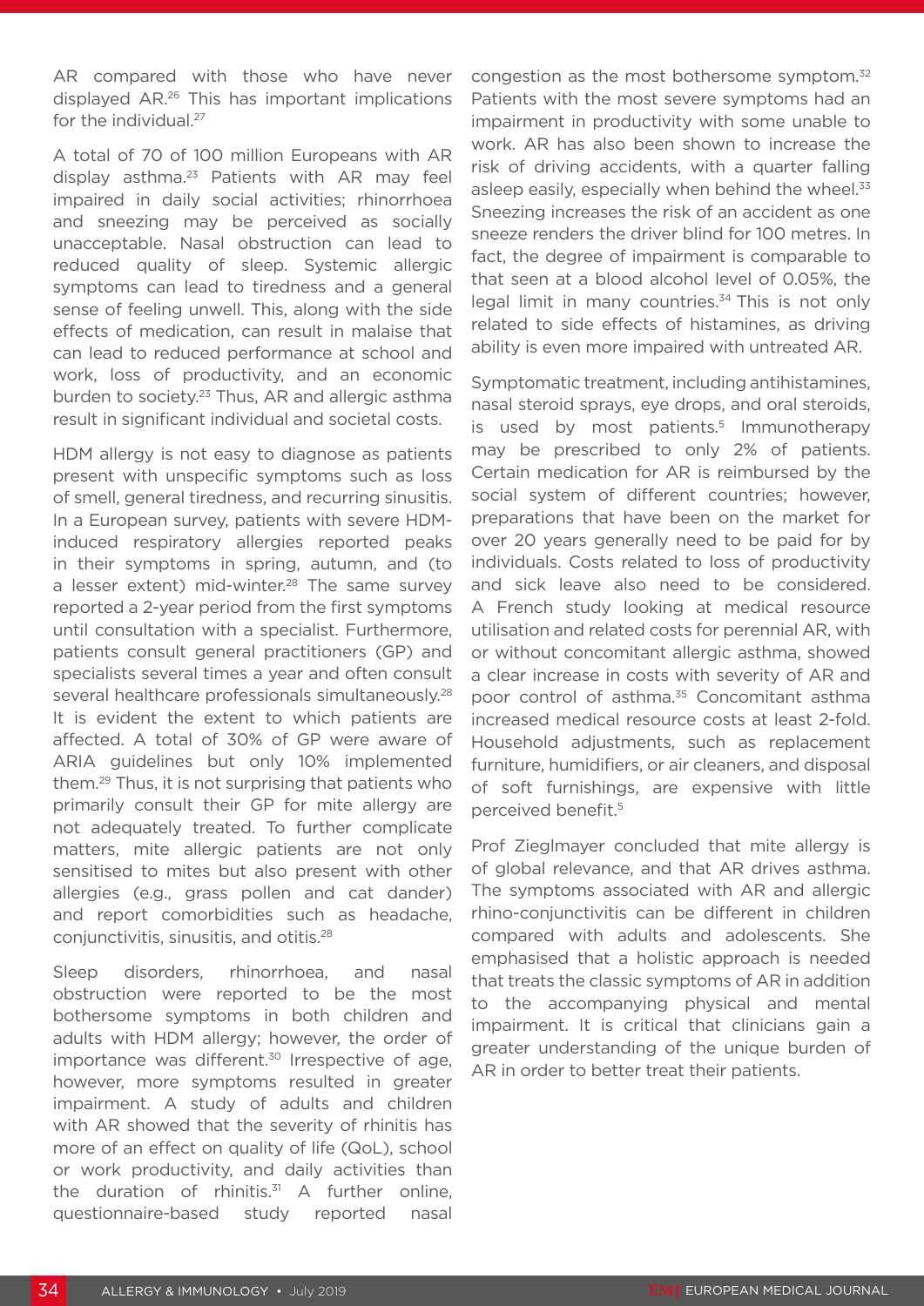AR compared with those who have never displayed AR.[26] This has important implications for the individual.[27]

A total of 70 of 100 million Europeans with AR display asthma.[23] Patients with AR may feel impaired in daily social activities; rhinorrhoea and sneezing may be perceived as socially unacceptable. Nasal obstruction can lead to reduced quality of sleep. Systemic allergic symptoms can lead to tiredness and a general sense of feeling unwell. This, along with the side effects of medication, can result in malaise that can lead to reduced performance at school and work, loss of productivity, and an economic burden to society.[23] Thus, AR and allergic asthma result in significant individual and societal costs.

HDM allergy is not easy to diagnose as patients present with unspecific symptoms such as loss of smell, general tiredness, and recurring sinusitis. In a European survey, patients with severe HDM-induced respiratory allergies reported peaks in their symptoms in spring, autumn, and (to a lesser extent) mid-winter.[28] The same survey reported a 2-year period from the first symptoms until consultation with a specialist. Furthermore, patients consult general practitioners (GP) and specialists several times a year and often consult several healthcare professionals simultaneously.[28] It is evident the extent to which patients are affected. A total of 30% of GP were aware of ARIA guidelines but only 10% implemented them.[29] Thus, it is not surprising that patients who primarily consult their GP for mite allergy are not adequately treated. To further complicate matters, mite allergic patients are not only sensitised to mites but also present with other allergies (e.g., grass pollen and cat dander) and report comorbidities such as headache, conjunctivitis, sinusitis, and otitis.[28]

Sleep disorders, rhinorrhoea, and nasal obstruction were reported to be the most bothersome symptoms in both children and adults with HDM allergy; however, the order of importance was different.[30] Irrespective of age, however, more symptoms resulted in greater impairment. A study of adults and children with AR showed that the severity of rhinitis has more of an effect on quality of life (QoL), school or work productivity, and daily activities than the duration of rhinitis.[31] A further online, questionnaire-based study reported nasal congestion as the most bothersome symptom.[32] Patients with the most severe symptoms had an impairment in productivity with some unable to work. AR has also been shown to increase the risk of driving accidents, with a quarter falling asleep easily, especially when behind the wheel.[33] Sneezing increases the risk of an accident as one sneeze renders the driver blind for 100 metres. In fact, the degree of impairment is comparable to that seen at a blood alcohol level of 0.05%, the legal limit in many countries.[34] This is not only related to side effects of histamines, as driving ability is even more impaired with untreated AR.

Symptomatic treatment, including antihistamines, nasal steroid sprays, eye drops, and oral steroids, is used by most patients.[5] Immunotherapy may be prescribed to only 2% of patients. Certain medication for AR is reimbursed by the social system of different countries; however, preparations that have been on the market for over 20 years generally need to be paid for by individuals. Costs related to loss of productivity and sick leave also need to be considered. A French study looking at medical resource utilisation and related costs for perennial AR, with or without concomitant allergic asthma, showed a clear increase in costs with severity of AR and poor control of asthma.[35] Concomitant asthma increased medical resource costs at least 2-fold. Household adjustments, such as replacement furniture, humidifiers, or air cleaners, and disposal of soft furnishings, are expensive with little perceived benefit.[5]

Prof Zieglmayer concluded that mite allergy is of global relevance, and that AR drives asthma. The symptoms associated with AR and allergic rhino-conjunctivitis can be different in children compared with adults and adolescents. She emphasised that a holistic approach is needed that treats the classic symptoms of AR in addition to the accompanying physical and mental impairment. It is critical that clinicians gain a greater understanding of the unique burden of AR in order to better treat their patients.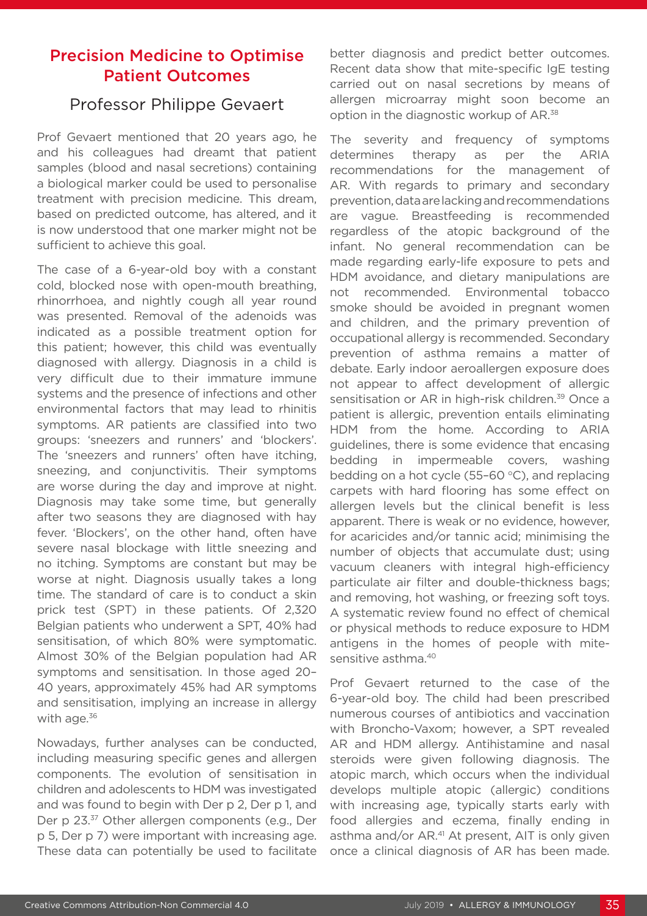## Precision Medicine to Optimise Patient Outcomes

### Professor Philippe Gevaert

Prof Gevaert mentioned that 20 years ago, he and his colleagues had dreamt that patient samples (blood and nasal secretions) containing a biological marker could be used to personalise treatment with precision medicine. This dream, based on predicted outcome, has altered, and it is now understood that one marker might not be sufficient to achieve this goal.

The case of a 6-year-old boy with a constant cold, blocked nose with open-mouth breathing, rhinorrhoea, and nightly cough all year round was presented. Removal of the adenoids was indicated as a possible treatment option for this patient; however, this child was eventually diagnosed with allergy. Diagnosis in a child is very difficult due to their immature immune systems and the presence of infections and other environmental factors that may lead to rhinitis symptoms. AR patients are classified into two groups: 'sneezers and runners' and 'blockers'. The 'sneezers and runners' often have itching, sneezing, and conjunctivitis. Their symptoms are worse during the day and improve at night. Diagnosis may take some time, but generally after two seasons they are diagnosed with hay fever. 'Blockers', on the other hand, often have severe nasal blockage with little sneezing and no itching. Symptoms are constant but may be worse at night. Diagnosis usually takes a long time. The standard of care is to conduct a skin prick test (SPT) in these patients. Of 2,320 Belgian patients who underwent a SPT, 40% had sensitisation, of which 80% were symptomatic. Almost 30% of the Belgian population had AR symptoms and sensitisation. In those aged 20–40 years, approximately 45% had AR symptoms and sensitisation, implying an increase in allergy with age.[36]

Nowadays, further analyses can be conducted, including measuring specific genes and allergen components. The evolution of sensitisation in children and adolescents to HDM was investigated and was found to begin with Der p 2, Der p 1, and Der p 23.[37] Other allergen components (e.g., Der p 5, Der p 7) were important with increasing age. These data can potentially be used to facilitate better diagnosis and predict better outcomes. Recent data show that mite-specific IgE testing carried out on nasal secretions by means of allergen microarray might soon become an option in the diagnostic workup of AR.[38]

The severity and frequency of symptoms determines therapy as per the ARIA recommendations for the management of AR. With regards to primary and secondary prevention, data are lacking and recommendations are vague. Breastfeeding is recommended regardless of the atopic background of the infant. No general recommendation can be made regarding early-life exposure to pets and HDM avoidance, and dietary manipulations are not recommended. Environmental tobacco smoke should be avoided in pregnant women and children, and the primary prevention of occupational allergy is recommended. Secondary prevention of asthma remains a matter of debate. Early indoor aeroallergen exposure does not appear to affect development of allergic sensitisation or AR in high-risk children.[39] Once a patient is allergic, prevention entails eliminating HDM from the home. According to ARIA guidelines, there is some evidence that encasing bedding in impermeable covers, washing bedding on a hot cycle (55–60 °C), and replacing carpets with hard flooring has some effect on allergen levels but the clinical benefit is less apparent. There is weak or no evidence, however, for acaricides and/or tannic acid; minimising the number of objects that accumulate dust; using vacuum cleaners with integral high-efficiency particulate filter and double-thickness bags; and removing, hot washing, or freezing soft toys. A systematic review found no effect of chemical or physical methods to reduce exposure to HDM antigens in the homes of people with mite-sensitive asthma.[40]

Prof Gevaert returned to the case of the 6-year-old boy. The child had been prescribed numerous courses of antibiotics and vaccination with Broncho-Vaxom; however, a SPT revealed AR and HDM allergy. Antihistamine and nasal steroids were given following diagnosis. The atopic march, which occurs when the individual develops multiple atopic (allergic) conditions with increasing age, typically starts early with food allergies and eczema, finally ending in asthma and/or AR.[41] At present, AIT is only given once a clinical diagnosis of AR has been made.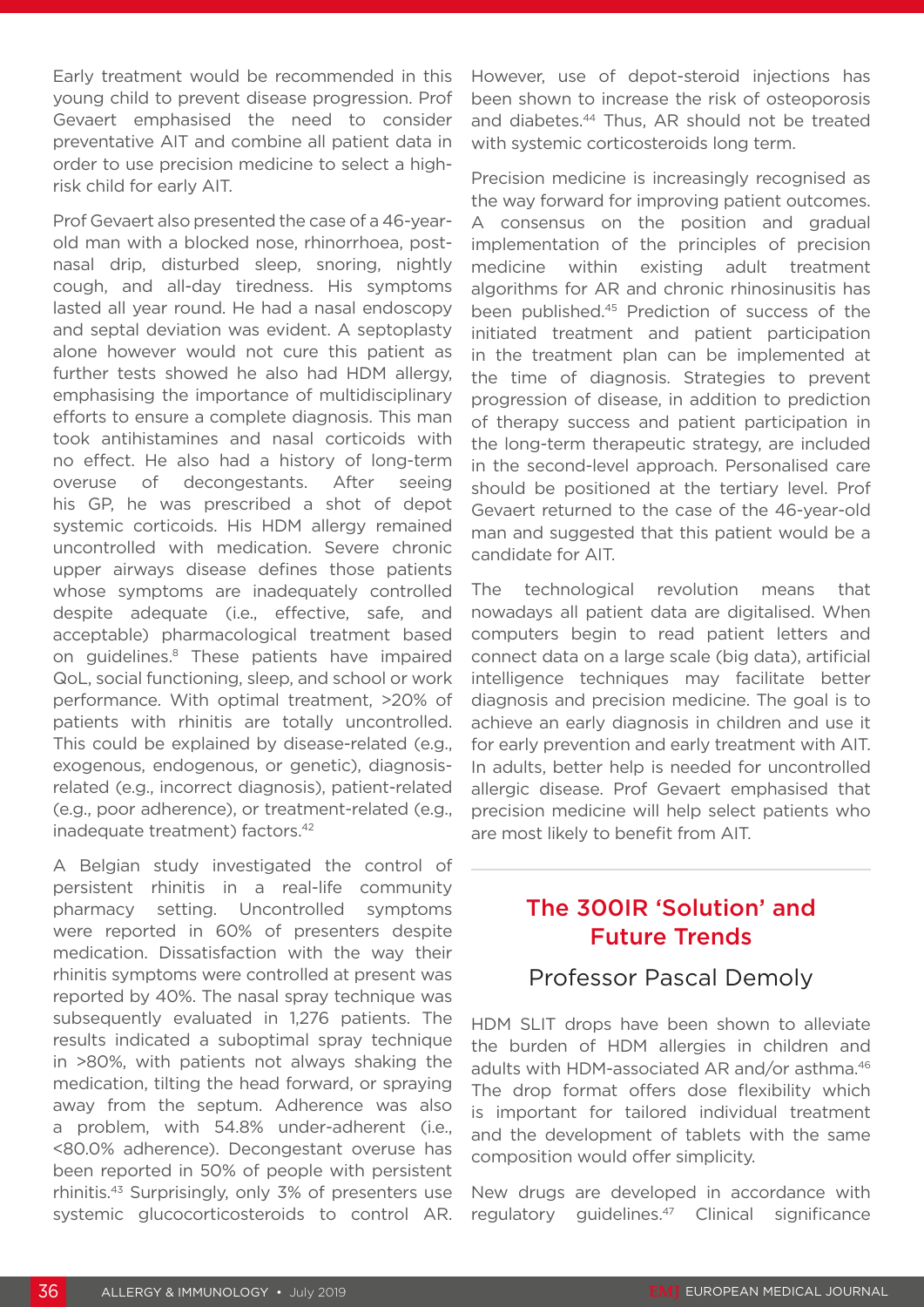Early treatment would be recommended in this young child to prevent disease progression. Prof Gevaert emphasised the need to consider preventative AIT and combine all patient data in order to use precision medicine to select a high-risk child for early AIT.

Prof Gevaert also presented the case of a 46-year-old man with a blocked nose, rhinorrhoea, post-nasal drip, disturbed sleep, snoring, nightly cough, and all-day tiredness. His symptoms lasted all year round. He had a nasal endoscopy and septal deviation was evident. A septoplasty alone however would not cure this patient as further tests showed he also had HDM allergy, emphasising the importance of multidisciplinary efforts to ensure a complete diagnosis. This man took antihistamines and nasal corticoids with no effect. He also had a history of long-term overuse of decongestants. After seeing his GP, he was prescribed a shot of depot systemic corticoids. His HDM allergy remained uncontrolled with medication. Severe chronic upper airways disease defines those patients whose symptoms are inadequately controlled despite adequate (i.e., effective, safe, and acceptable) pharmacological treatment based on guidelines.[8] These patients have impaired QoL, social functioning, sleep, and school or work performance. With optimal treatment, >20% of patients with rhinitis are totally uncontrolled. This could be explained by disease-related (e.g., exogenous, endogenous, or genetic), diagnosis-related (e.g., incorrect diagnosis), patient-related (e.g., poor adherence), or treatment-related (e.g., inadequate treatment) factors.[42]

A Belgian study investigated the control of persistent rhinitis in a real-life community pharmacy setting. Uncontrolled symptoms were reported in 60% of presenters despite medication. Dissatisfaction with the way their rhinitis symptoms were controlled at present was reported by 40%. The nasal spray technique was subsequently evaluated in 1,276 patients. The results indicated a suboptimal spray technique in >80%, with patients not always shaking the medication, tilting the head forward, or spraying away from the septum. Adherence was also a problem, with 54.8% under-adherent (i.e., <80.0% adherence). Decongestant overuse has been reported in 50% of people with persistent rhinitis.[43] Surprisingly, only 3% of presenters use systemic glucocorticosteroids to control AR. However, use of depot-steroid injections has been shown to increase the risk of osteoporosis and diabetes.[44] Thus, AR should not be treated with systemic corticosteroids long term.

Precision medicine is increasingly recognised as the way forward for improving patient outcomes. A consensus on the position and gradual implementation of the principles of precision medicine within existing adult treatment algorithms for AR and chronic rhinosinusitis has been published.[45] Prediction of success of the initiated treatment and patient participation in the treatment plan can be implemented at the time of diagnosis. Strategies to prevent progression of disease, in addition to prediction of therapy success and patient participation in the long-term therapeutic strategy, are included in the second-level approach. Personalised care should be positioned at the tertiary level. Prof Gevaert returned to the case of the 46-year-old man and suggested that this patient would be a candidate for AIT.

The technological revolution means that nowadays all patient data are digitalised. When computers begin to read patient letters and connect data on a large scale (big data), artificial intelligence techniques may facilitate better diagnosis and precision medicine. The goal is to achieve an early diagnosis in children and use it for early prevention and early treatment with AIT. In adults, better help is needed for uncontrolled allergic disease. Prof Gevaert emphasised that precision medicine will help select patients who are most likely to benefit from AIT.

## The 300IR 'Solution' and Future Trends

### Professor Pascal Demoly

HDM SLIT drops have been shown to alleviate the burden of HDM allergies in children and adults with HDM-associated AR and/or asthma.[46] The drop format offers dose flexibility which is important for tailored individual treatment and the development of tablets with the same composition would offer simplicity.

New drugs are developed in accordance with regulatory guidelines.[47] Clinical significance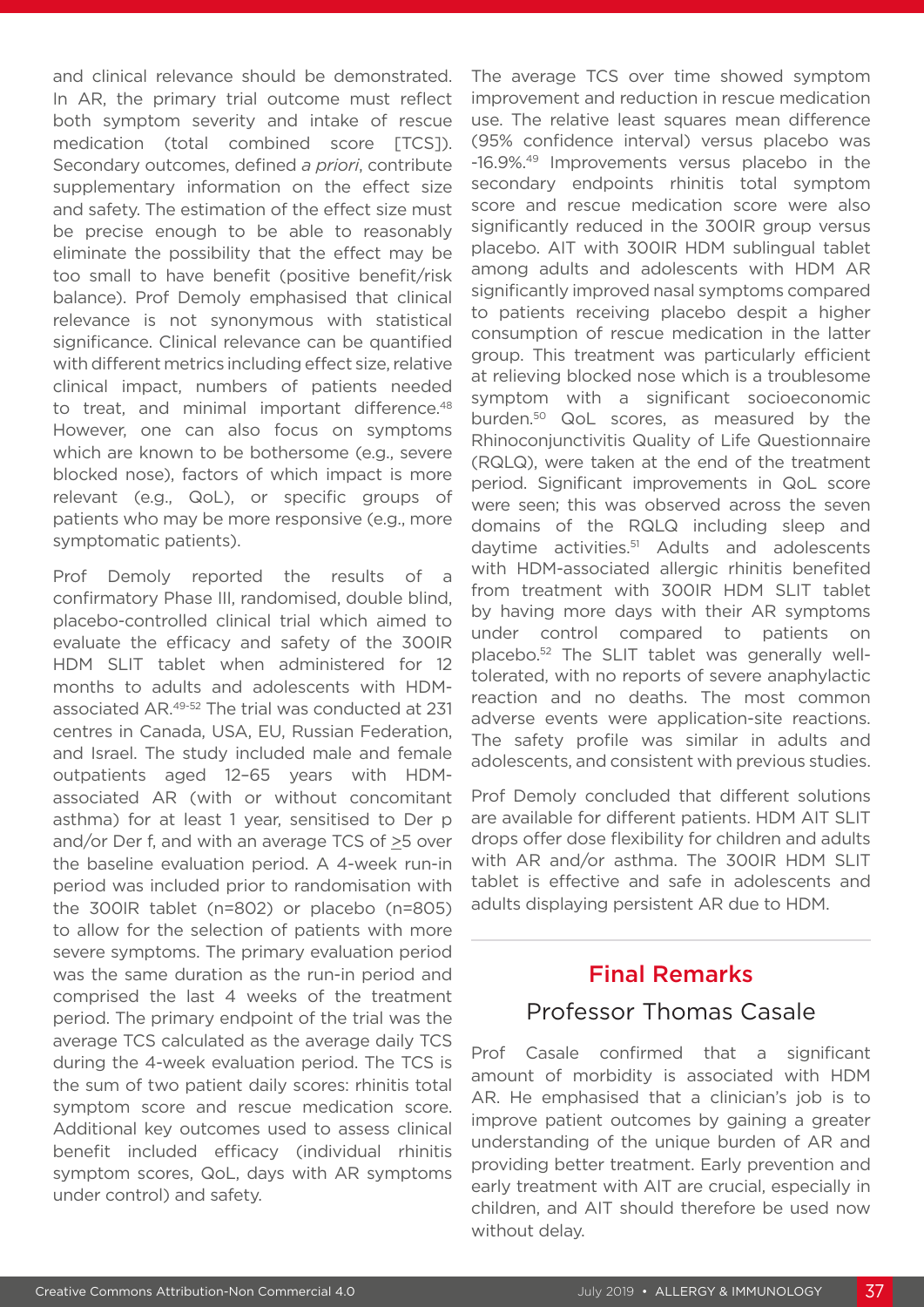and clinical relevance should be demonstrated. In AR, the primary trial outcome must reflect both symptom severity and intake of rescue medication (total combined score [TCS]). Secondary outcomes, defined *a priori*, contribute supplementary information on the effect size and safety. The estimation of the effect size must be precise enough to be able to reasonably eliminate the possibility that the effect may be too small to have benefit (positive benefit/risk balance). Prof Demoly emphasised that clinical relevance is not synonymous with statistical significance. Clinical relevance can be quantified with different metrics including effect size, relative clinical impact, numbers of patients needed to treat, and minimal important difference.[48] However, one can also focus on symptoms which are known to be bothersome (e.g., severe blocked nose), factors of which impact is more relevant (e.g., QoL), or specific groups of patients who may be more responsive (e.g., more symptomatic patients).

Prof Demoly reported the results of a confirmatory Phase III, randomised, double blind, placebo-controlled clinical trial which aimed to evaluate the efficacy and safety of the 300IR HDM SLIT tablet when administered for 12 months to adults and adolescents with HDM-associated AR.[49-52] The trial was conducted at 231 centres in Canada, USA, EU, Russian Federation, and Israel. The study included male and female outpatients aged 12–65 years with HDM-associated AR (with or without concomitant asthma) for at least 1 year, sensitised to Der p and/or Der f, and with an average TCS of ≥5 over the baseline evaluation period. A 4-week run-in period was included prior to randomisation with the 300IR tablet (n=802) or placebo (n=805) to allow for the selection of patients with more severe symptoms. The primary evaluation period was the same duration as the run-in period and comprised the last 4 weeks of the treatment period. The primary endpoint of the trial was the average TCS calculated as the average daily TCS during the 4-week evaluation period. The TCS is the sum of two patient daily scores: rhinitis total symptom score and rescue medication score. Additional key outcomes used to assess clinical benefit included efficacy (individual rhinitis symptom scores, QoL, days with AR symptoms under control) and safety.

The average TCS over time showed symptom improvement and reduction in rescue medication use. The relative least squares mean difference (95% confidence interval) versus placebo was -16.9%.[49] Improvements versus placebo in the secondary endpoints rhinitis total symptom score and rescue medication score were also significantly reduced in the 300IR group versus placebo. AIT with 300IR HDM sublingual tablet among adults and adolescents with HDM AR significantly improved nasal symptoms compared to patients receiving placebo despit a higher consumption of rescue medication in the latter group. This treatment was particularly efficient at relieving blocked nose which is a troublesome symptom with a significant socioeconomic burden.[50] QoL scores, as measured by the Rhinoconjunctivitis Quality of Life Questionnaire (RQLQ), were taken at the end of the treatment period. Significant improvements in QoL score were seen; this was observed across the seven domains of the RQLQ including sleep and daytime activities.[51] Adults and adolescents with HDM-associated allergic rhinitis benefited from treatment with 300IR HDM SLIT tablet by having more days with their AR symptoms under control compared to patients on placebo.[52] The SLIT tablet was generally well-tolerated, with no reports of severe anaphylactic reaction and no deaths. The most common adverse events were application-site reactions. The safety profile was similar in adults and adolescents, and consistent with previous studies.

Prof Demoly concluded that different solutions are available for different patients. HDM AIT SLIT drops offer dose flexibility for children and adults with AR and/or asthma. The 300IR HDM SLIT tablet is effective and safe in adolescents and adults displaying persistent AR due to HDM.

## Final Remarks

### Professor Thomas Casale

Prof Casale confirmed that a significant amount of morbidity is associated with HDM AR. He emphasised that a clinician's job is to improve patient outcomes by gaining a greater understanding of the unique burden of AR and providing better treatment. Early prevention and early treatment with AIT are crucial, especially in children, and AIT should therefore be used now without delay.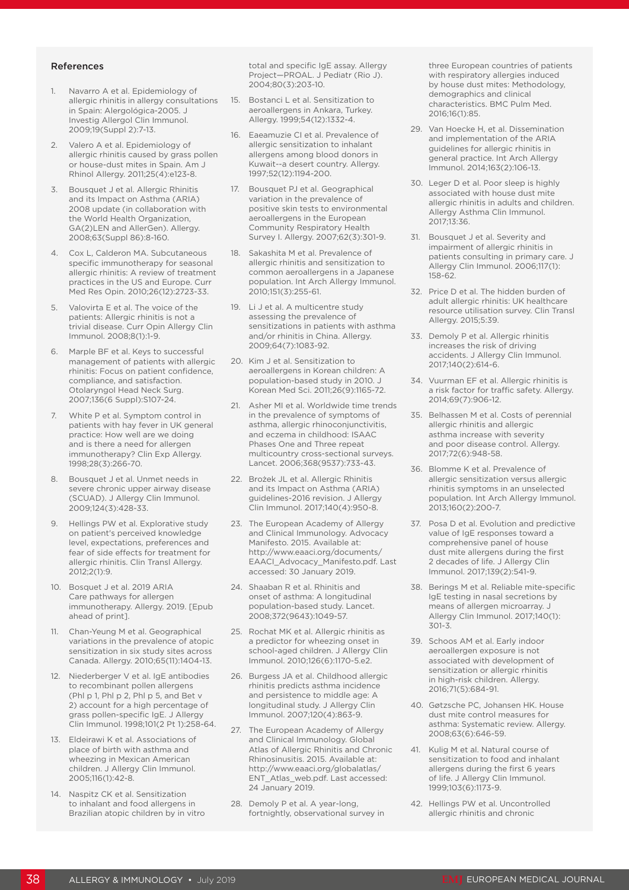## References

1. Navarro A et al. Epidemiology of allergic rhinitis in allergy consultations in Spain: Alergológica-2005. J Investig Allergol Clin Immunol. 2009;19(Suppl 2):7-13.
2. Valero A et al. Epidemiology of allergic rhinitis caused by grass pollen or house-dust mites in Spain. Am J Rhinol Allergy. 2011;25(4):e123-8.
3. Bousquet J et al. Allergic Rhinitis and its Impact on Asthma (ARIA) 2008 update (in collaboration with the World Health Organization, GA(2)LEN and AllerGen). Allergy. 2008;63(Suppl 86):8-160.
4. Cox L, Calderon MA. Subcutaneous specific immunotherapy for seasonal allergic rhinitis: A review of treatment practices in the US and Europe. Curr Med Res Opin. 2010;26(12):2723-33.
5. Valovirta E et al. The voice of the patients: Allergic rhinitis is not a trivial disease. Curr Opin Allergy Clin Immunol. 2008;8(1):1-9.
6. Marple BF et al. Keys to successful management of patients with allergic rhinitis: Focus on patient confidence, compliance, and satisfaction. Otolaryngol Head Neck Surg. 2007;136(6 Suppl):S107-24.
7. White P et al. Symptom control in patients with hay fever in UK general practice: How well are we doing and is there a need for allergen immunotherapy? Clin Exp Allergy. 1998;28(3):266-70.
8. Bousquet J et al. Unmet needs in severe chronic upper airway disease (SCUAD). J Allergy Clin Immunol. 2009;124(3):428-33.
9. Hellings PW et al. Explorative study on patient's perceived knowledge level, expectations, preferences and fear of side effects for treatment for allergic rhinitis. Clin Transl Allergy. 2012;2(1):9.
10. Bosquet J et al. 2019 ARIA Care pathways for allergen immunotherapy. Allergy. 2019. [Epub ahead of print].
11. Chan-Yeung M et al. Geographical variations in the prevalence of atopic sensitization in six study sites across Canada. Allergy. 2010;65(11):1404-13.
12. Niederberger V et al. IgE antibodies to recombinant pollen allergens (Phl p 1, Phl p 2, Phl p 5, and Bet v 2) account for a high percentage of grass pollen-specific IgE. J Allergy Clin Immunol. 1998;101(2 Pt 1):258-64.
13. Eldeirawi K et al. Associations of place of birth with asthma and wheezing in Mexican American children. J Allergy Clin Immunol. 2005;116(1):42-8.
14. Naspitz CK et al. Sensitization to inhalant and food allergens in Brazilian atopic children by in vitro total and specific IgE assay. Allergy Project—PROAL. J Pediatr (Rio J). 2004;80(3):203-10.
15. Bostanci L et al. Sensitization to aeroallergens in Ankara, Turkey. Allergy. 1999;54(12):1332-4.
16. Eaeamuzie CI et al. Prevalence of allergic sensitization to inhalant allergens among blood donors in Kuwait--a desert country. Allergy. 1997;52(12):1194-200.
17. Bousquet PJ et al. Geographical variation in the prevalence of positive skin tests to environmental aeroallergens in the European Community Respiratory Health Survey I. Allergy. 2007;62(3):301-9.
18. Sakashita M et al. Prevalence of allergic rhinitis and sensitization to common aeroallergens in a Japanese population. Int Arch Allergy Immunol. 2010;151(3):255-61.
19. Li J et al. A multicentre study assessing the prevalence of sensitizations in patients with asthma and/or rhinitis in China. Allergy. 2009;64(7):1083-92.
20. Kim J et al. Sensitization to aeroallergens in Korean children: A population-based study in 2010. J Korean Med Sci. 2011;26(9):1165-72.
21. Asher MI et al. Worldwide time trends in the prevalence of symptoms of asthma, allergic rhinoconjunctivitis, and eczema in childhood: ISAAC Phases One and Three repeat multicountry cross-sectional surveys. Lancet. 2006;368(9537):733-43.
22. Brożek JL et al. Allergic Rhinitis and its Impact on Asthma (ARIA) guidelines-2016 revision. J Allergy Clin Immunol. 2017;140(4):950-8.
23. The European Academy of Allergy and Clinical Immunology. Advocacy Manifesto. 2015. Available at: http://www.eaaci.org/documents/EAACI_Advocacy_Manifesto.pdf. Last accessed: 30 January 2019.
24. Shaaban R et al. Rhinitis and onset of asthma: A longitudinal population-based study. Lancet. 2008;372(9643):1049-57.
25. Rochat MK et al. Allergic rhinitis as a predictor for wheezing onset in school-aged children. J Allergy Clin Immunol. 2010;126(6):1170-5.e2.
26. Burgess JA et al. Childhood allergic rhinitis predicts asthma incidence and persistence to middle age: A longitudinal study. J Allergy Clin Immunol. 2007;120(4):863-9.
27. The European Academy of Allergy and Clinical Immunology. Global Atlas of Allergic Rhinitis and Chronic Rhinosinusitis. 2015. Available at: http://www.eaaci.org/globalatlas/ENT_Atlas_web.pdf. Last accessed: 24 January 2019.
28. Demoly P et al. A year-long, fortnightly, observational survey in three European countries of patients with respiratory allergies induced by house dust mites: Methodology, demographics and clinical characteristics. BMC Pulm Med. 2016;16(1):85.
29. Van Hoecke H, et al. Dissemination and implementation of the ARIA guidelines for allergic rhinitis in general practice. Int Arch Allergy Immunol. 2014;163(2):106-13.
30. Leger D et al. Poor sleep is highly associated with house dust mite allergic rhinitis in adults and children. Allergy Asthma Clin Immunol. 2017;13:36.
31. Bousquet J et al. Severity and impairment of allergic rhinitis in patients consulting in primary care. J Allergy Clin Immunol. 2006;117(1):158-62.
32. Price D et al. The hidden burden of adult allergic rhinitis: UK healthcare resource utilisation survey. Clin Transl Allergy. 2015;5:39.
33. Demoly P et al. Allergic rhinitis increases the risk of driving accidents. J Allergy Clin Immunol. 2017;140(2):614-6.
34. Vuurman EF et al. Allergic rhinitis is a risk factor for traffic safety. Allergy. 2014;69(7):906-12.
35. Belhassen M et al. Costs of perennial allergic rhinitis and allergic asthma increase with severity and poor disease control. Allergy. 2017;72(6):948-58.
36. Blomme K et al. Prevalence of allergic sensitization versus allergic rhinitis symptoms in an unselected population. Int Arch Allergy Immunol. 2013;160(2):200-7.
37. Posa D et al. Evolution and predictive value of IgE responses toward a comprehensive panel of house dust mite allergens during the first 2 decades of life. J Allergy Clin Immunol. 2017;139(2):541-9.
38. Berings M et al. Reliable mite-specific IgE testing in nasal secretions by means of allergen microarray. J Allergy Clin Immunol. 2017;140(1):301-3.
39. Schoos AM et al. Early indoor aeroallergen exposure is not associated with development of sensitization or allergic rhinitis in high-risk children. Allergy. 2016;71(5):684-91.
40. Gøtzsche PC, Johansen HK. House dust mite control measures for asthma: Systematic review. Allergy. 2008;63(6):646-59.
41. Kulig M et al. Natural course of sensitization to food and inhalant allergens during the first 6 years of life. J Allergy Clin Immunol. 1999;103(6):1173-9.
42. Hellings PW et al. Uncontrolled allergic rhinitis and chronic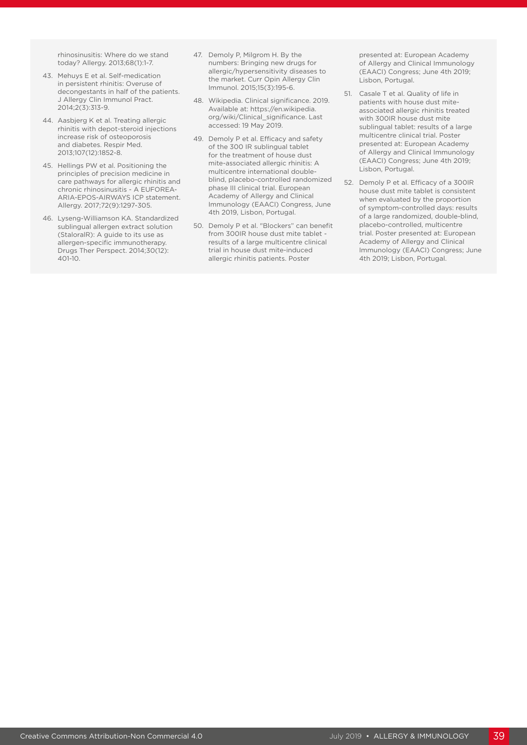rhinosinusitis: Where do we stand today? Allergy. 2013;68(1):1-7.

43. Mehuys E et al. Self-medication in persistent rhinitis: Overuse of decongestants in half of the patients. J Allergy Clin Immunol Pract. 2014;2(3):313-9.

44. Aasbjerg K et al. Treating allergic rhinitis with depot-steroid injections increase risk of osteoporosis and diabetes. Respir Med. 2013;107(12):1852-8.

45. Hellings PW et al. Positioning the principles of precision medicine in care pathways for allergic rhinitis and chronic rhinosinusitis - A EUFOREA-ARIA-EPOS-AIRWAYS ICP statement. Allergy. 2017;72(9):1297-305.

46. Lyseng-Williamson KA. Standardized sublingual allergen extract solution (StaloralR): A guide to its use as allergen-specific immunotherapy. Drugs Ther Perspect. 2014;30(12): 401-10.

47. Demoly P, Milgrom H. By the numbers: Bringing new drugs for allergic/hypersensitivity diseases to the market. Curr Opin Allergy Clin Immunol. 2015;15(3):195-6.

48. Wikipedia. Clinical significance. 2019. Available at: https://en.wikipedia.org/wiki/Clinical_significance. Last accessed: 19 May 2019.

49. Demoly P et al. Efficacy and safety of the 300 IR sublingual tablet for the treatment of house dust mite-associated allergic rhinitis: A multicentre international double-blind, placebo-controlled randomized phase III clinical trial. European Academy of Allergy and Clinical Immunology (EAACI) Congress, June 4th 2019, Lisbon, Portugal.

50. Demoly P et al. "Blockers" can benefit from 300IR house dust mite tablet - results of a large multicentre clinical trial in house dust mite-induced allergic rhinitis patients. Poster presented at: European Academy of Allergy and Clinical Immunology (EAACI) Congress; June 4th 2019; Lisbon, Portugal.

51. Casale T et al. Quality of life in patients with house dust mite-associated allergic rhinitis treated with 300IR house dust mite sublingual tablet: results of a large multicentre clinical trial. Poster presented at: European Academy of Allergy and Clinical Immunology (EAACI) Congress; June 4th 2019; Lisbon, Portugal.

52. Demoly P et al. Efficacy of a 300IR house dust mite tablet is consistent when evaluated by the proportion of symptom-controlled days: results of a large randomized, double-blind, placebo-controlled, multicentre trial. Poster presented at: European Academy of Allergy and Clinical Immunology (EAACI) Congress; June 4th 2019; Lisbon, Portugal.